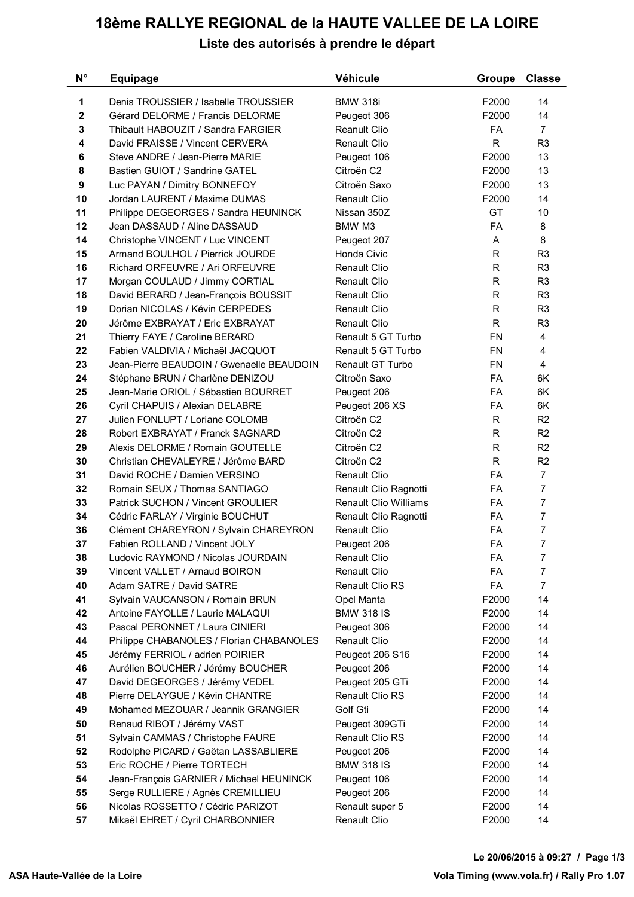# 18ème RALLYE REGIONAL de la HAUTE VALLEE DE LA LOIRE

## Liste des autorisés à prendre le départ

| N° | Equipage | Véhicule | Groupe | Classe |
|---|---|---|---|---|
| 1 | Denis TROUSSIER / Isabelle TROUSSIER | BMW 318i | F2000 | 14 |
| 2 | Gérard DELORME / Francis DELORME | Peugeot 306 | F2000 | 14 |
| 3 | Thibault HABOUZIT / Sandra FARGIER | Reanult Clio | FA | 7 |
| 4 | David FRAISSE / Vincent CERVERA | Renault Clio | R | R3 |
| 6 | Steve ANDRE / Jean-Pierre MARIE | Peugeot 106 | F2000 | 13 |
| 8 | Bastien GUIOT / Sandrine GATEL | Citroën C2 | F2000 | 13 |
| 9 | Luc PAYAN / Dimitry BONNEFOY | Citroën Saxo | F2000 | 13 |
| 10 | Jordan LAURENT / Maxime DUMAS | Renault Clio | F2000 | 14 |
| 11 | Philippe DEGEORGES / Sandra HEUNINCK | Nissan 350Z | GT | 10 |
| 12 | Jean DASSAUD / Aline DASSAUD | BMW M3 | FA | 8 |
| 14 | Christophe VINCENT / Luc VINCENT | Peugeot 207 | A | 8 |
| 15 | Armand BOULHOL / Pierrick JOURDE | Honda Civic | R | R3 |
| 16 | Richard ORFEUVRE / Ari ORFEUVRE | Renault Clio | R | R3 |
| 17 | Morgan COULAUD / Jimmy CORTIAL | Renault Clio | R | R3 |
| 18 | David BERARD / Jean-François BOUSSIT | Renault Clio | R | R3 |
| 19 | Dorian NICOLAS / Kévin CERPEDES | Renault Clio | R | R3 |
| 20 | Jérôme EXBRAYAT / Eric EXBRAYAT | Renault Clio | R | R3 |
| 21 | Thierry FAYE / Caroline BERARD | Renault 5 GT Turbo | FN | 4 |
| 22 | Fabien VALDIVIA / Michaël JACQUOT | Renault 5 GT Turbo | FN | 4 |
| 23 | Jean-Pierre BEAUDOIN / Gwenaelle BEAUDOIN | Renault GT Turbo | FN | 4 |
| 24 | Stéphane BRUN / Charlène DENIZOU | Citroën Saxo | FA | 6K |
| 25 | Jean-Marie ORIOL / Sébastien BOURRET | Peugeot 206 | FA | 6K |
| 26 | Cyril CHAPUIS / Alexian DELABRE | Peugeot 206 XS | FA | 6K |
| 27 | Julien FONLUPT / Loriane COLOMB | Citroën C2 | R | R2 |
| 28 | Robert EXBRAYAT / Franck SAGNARD | Citroën C2 | R | R2 |
| 29 | Alexis DELORME / Romain GOUTELLE | Citroën C2 | R | R2 |
| 30 | Christian CHEVALEYRE / Jérôme BARD | Citroën C2 | R | R2 |
| 31 | David ROCHE / Damien VERSINO | Renault Clio | FA | 7 |
| 32 | Romain SEUX / Thomas SANTIAGO | Renault Clio Ragnotti | FA | 7 |
| 33 | Patrick SUCHON / Vincent GROULIER | Renault Clio Williams | FA | 7 |
| 34 | Cédric FARLAY / Virginie BOUCHUT | Renault Clio Ragnotti | FA | 7 |
| 36 | Clément CHAREYRON / Sylvain CHAREYRON | Renault Clio | FA | 7 |
| 37 | Fabien ROLLAND / Vincent JOLY | Peugeot 206 | FA | 7 |
| 38 | Ludovic RAYMOND / Nicolas JOURDAIN | Renault Clio | FA | 7 |
| 39 | Vincent VALLET / Arnaud BOIRON | Renault Clio | FA | 7 |
| 40 | Adam SATRE / David SATRE | Renault Clio RS | FA | 7 |
| 41 | Sylvain VAUCANSON / Romain BRUN | Opel Manta | F2000 | 14 |
| 42 | Antoine FAYOLLE / Laurie MALAQUI | BMW 318 IS | F2000 | 14 |
| 43 | Pascal PERONNET / Laura CINIERI | Peugeot 306 | F2000 | 14 |
| 44 | Philippe CHABANOLES / Florian CHABANOLES | Renault Clio | F2000 | 14 |
| 45 | Jérémy FERRIOL / adrien POIRIER | Peugeot 206 S16 | F2000 | 14 |
| 46 | Aurélien BOUCHER / Jérémy BOUCHER | Peugeot 206 | F2000 | 14 |
| 47 | David DEGEORGES / Jérémy VEDEL | Peugeot 205 GTi | F2000 | 14 |
| 48 | Pierre DELAYGUE / Kévin CHANTRE | Renault Clio RS | F2000 | 14 |
| 49 | Mohamed MEZOUAR / Jeannik GRANGIER | Golf Gti | F2000 | 14 |
| 50 | Renaud RIBOT / Jérémy VAST | Peugeot 309GTi | F2000 | 14 |
| 51 | Sylvain CAMMAS / Christophe FAURE | Renault Clio RS | F2000 | 14 |
| 52 | Rodolphe PICARD / Gaëtan LASSABLIERE | Peugeot 206 | F2000 | 14 |
| 53 | Eric ROCHE / Pierre TORTECH | BMW 318 IS | F2000 | 14 |
| 54 | Jean-François GARNIER / Michael HEUNINCK | Peugeot 106 | F2000 | 14 |
| 55 | Serge RULLIERE / Agnès CREMILLIEU | Peugeot 206 | F2000 | 14 |
| 56 | Nicolas ROSSETTO / Cédric PARIZOT | Renault super 5 | F2000 | 14 |
| 57 | Mikaël EHRET / Cyril CHARBONNIER | Renault Clio | F2000 | 14 |

Le 20/06/2015 à 09:27

ASA Haute-Vallée de la Loire

Vola Timing (www.vola.fr) / Rally Pro 1.07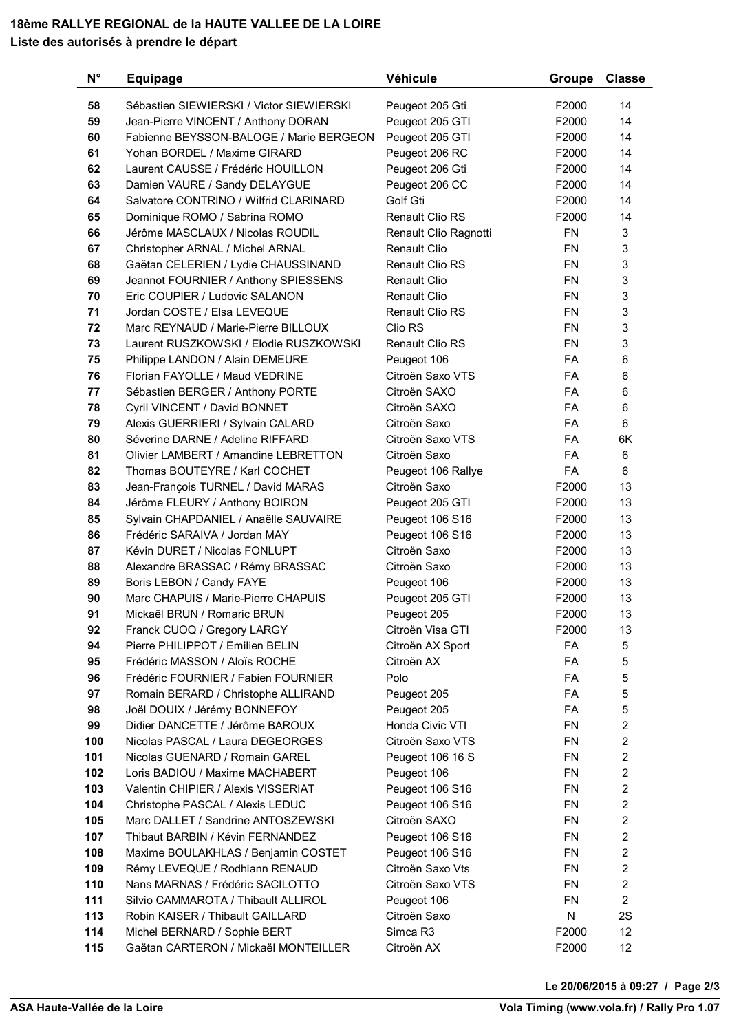**18ème RALLYE REGIONAL de la HAUTE VALLEE DE LA LOIRE**

**Liste des autorisés à prendre le départ**

| N° | Equipage | Véhicule | Groupe | Classe |
|---|---|---|---|---|
| 58 | Sébastien SIEWIERSKI / Victor SIEWIERSKI | Peugeot 205 Gti | F2000 | 14 |
| 59 | Jean-Pierre VINCENT / Anthony DORAN | Peugeot 205 GTI | F2000 | 14 |
| 60 | Fabienne BEYSSON-BALOGE / Marie BERGEON | Peugeot 205 GTI | F2000 | 14 |
| 61 | Yohan BORDEL / Maxime GIRARD | Peugeot 206 RC | F2000 | 14 |
| 62 | Laurent CAUSSE / Frédéric HOUILLON | Peugeot 206 Gti | F2000 | 14 |
| 63 | Damien VAURE / Sandy DELAYGUE | Peugeot 206 CC | F2000 | 14 |
| 64 | Salvatore CONTRINO / Wilfrid CLARINARD | Golf Gti | F2000 | 14 |
| 65 | Dominique ROMO / Sabrina ROMO | Renault Clio RS | F2000 | 14 |
| 66 | Jérôme MASCLAUX / Nicolas ROUDIL | Renault Clio Ragnotti | FN | 3 |
| 67 | Christopher ARNAL / Michel ARNAL | Renault Clio | FN | 3 |
| 68 | Gaëtan CELERIEN / Lydie CHAUSSINAND | Renault Clio RS | FN | 3 |
| 69 | Jeannot FOURNIER / Anthony SPIESSENS | Renault Clio | FN | 3 |
| 70 | Eric COUPIER / Ludovic SALANON | Renault Clio | FN | 3 |
| 71 | Jordan COSTE / Elsa LEVEQUE | Renault Clio RS | FN | 3 |
| 72 | Marc REYNAUD / Marie-Pierre BILLOUX | Clio RS | FN | 3 |
| 73 | Laurent RUSZKOWSKI / Elodie RUSZKOWSKI | Renault Clio RS | FN | 3 |
| 75 | Philippe LANDON / Alain DEMEURE | Peugeot 106 | FA | 6 |
| 76 | Florian FAYOLLE / Maud VEDRINE | Citroën Saxo VTS | FA | 6 |
| 77 | Sébastien BERGER / Anthony PORTE | Citroën SAXO | FA | 6 |
| 78 | Cyril VINCENT / David BONNET | Citroën SAXO | FA | 6 |
| 79 | Alexis GUERRIERI / Sylvain CALARD | Citroën Saxo | FA | 6 |
| 80 | Séverine DARNE / Adeline RIFFARD | Citroën Saxo VTS | FA | 6K |
| 81 | Olivier LAMBERT / Amandine LEBRETTON | Citroën Saxo | FA | 6 |
| 82 | Thomas BOUTEYRE / Karl COCHET | Peugeot 106 Rallye | FA | 6 |
| 83 | Jean-François TURNEL / David MARAS | Citroën Saxo | F2000 | 13 |
| 84 | Jérôme FLEURY / Anthony BOIRON | Peugeot 205 GTI | F2000 | 13 |
| 85 | Sylvain CHAPDANIEL / Anaëlle SAUVAIRE | Peugeot 106 S16 | F2000 | 13 |
| 86 | Frédéric SARAIVA / Jordan MAY | Peugeot 106 S16 | F2000 | 13 |
| 87 | Kévin DURET / Nicolas FONLUPT | Citroën Saxo | F2000 | 13 |
| 88 | Alexandre BRASSAC / Rémy BRASSAC | Citroën Saxo | F2000 | 13 |
| 89 | Boris LEBON / Candy FAYE | Peugeot 106 | F2000 | 13 |
| 90 | Marc CHAPUIS / Marie-Pierre CHAPUIS | Peugeot 205 GTI | F2000 | 13 |
| 91 | Mickaël BRUN / Romaric BRUN | Peugeot 205 | F2000 | 13 |
| 92 | Franck CUOQ / Gregory LARGY | Citroën Visa GTI | F2000 | 13 |
| 94 | Pierre PHILIPPOT / Emilien BELIN | Citroën AX Sport | FA | 5 |
| 95 | Frédéric MASSON / Aloïs ROCHE | Citroën AX | FA | 5 |
| 96 | Frédéric FOURNIER / Fabien FOURNIER | Polo | FA | 5 |
| 97 | Romain BERARD / Christophe ALLIRAND | Peugeot 205 | FA | 5 |
| 98 | Joël DOUIX / Jérémy BONNEFOY | Peugeot 205 | FA | 5 |
| 99 | Didier DANCETTE / Jérôme BAROUX | Honda Civic VTI | FN | 2 |
| 100 | Nicolas PASCAL / Laura DEGEORGES | Citroën Saxo VTS | FN | 2 |
| 101 | Nicolas GUENARD / Romain GAREL | Peugeot 106 16 S | FN | 2 |
| 102 | Loris BADIOU / Maxime MACHABERT | Peugeot 106 | FN | 2 |
| 103 | Valentin CHIPIER / Alexis VISSERIAT | Peugeot 106 S16 | FN | 2 |
| 104 | Christophe PASCAL / Alexis LEDUC | Peugeot 106 S16 | FN | 2 |
| 105 | Marc DALLET / Sandrine ANTOSZEWSKI | Citroën SAXO | FN | 2 |
| 107 | Thibaut BARBIN / Kévin FERNANDEZ | Peugeot 106 S16 | FN | 2 |
| 108 | Maxime BOULAKHLAS / Benjamin COSTET | Peugeot 106 S16 | FN | 2 |
| 109 | Rémy LEVEQUE / Rodhlann RENAUD | Citroën Saxo Vts | FN | 2 |
| 110 | Nans MARNAS / Frédéric SACILOTTO | Citroën Saxo VTS | FN | 2 |
| 111 | Silvio CAMMAROTA / Thibault ALLIROL | Peugeot 106 | FN | 2 |
| 113 | Robin KAISER / Thibault GAILLARD | Citroën Saxo | N | 2S |
| 114 | Michel BERNARD / Sophie BERT | Simca R3 | F2000 | 12 |
| 115 | Gaëtan CARTERON / Mickaël MONTEILLER | Citroën AX | F2000 | 12 |

**Le 20/06/2015 à 09:27**

**ASA Haute-Vallée de la Loire** — **Vola Timing (www.vola.fr) / Rally Pro 1.07**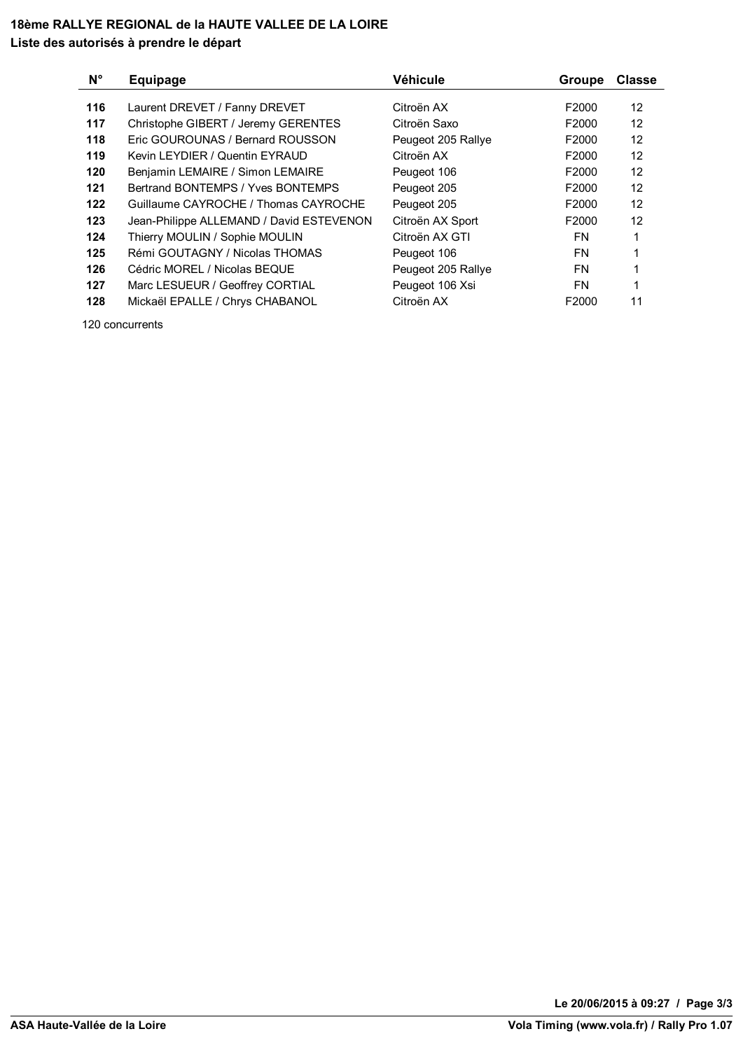**18ème RALLYE REGIONAL de la HAUTE VALLEE DE LA LOIRE**

**Liste des autorisés à prendre le départ**

| N° | Equipage | Véhicule | Groupe | Classe |
|---|---|---|---|---|
| 116 | Laurent DREVET / Fanny DREVET | Citroën AX | F2000 | 12 |
| 117 | Christophe GIBERT / Jeremy GERENTES | Citroën Saxo | F2000 | 12 |
| 118 | Eric GOUROUNAS / Bernard ROUSSON | Peugeot 205 Rallye | F2000 | 12 |
| 119 | Kevin LEYDIER / Quentin EYRAUD | Citroën AX | F2000 | 12 |
| 120 | Benjamin LEMAIRE / Simon LEMAIRE | Peugeot 106 | F2000 | 12 |
| 121 | Bertrand BONTEMPS / Yves BONTEMPS | Peugeot 205 | F2000 | 12 |
| 122 | Guillaume CAYROCHE / Thomas CAYROCHE | Peugeot 205 | F2000 | 12 |
| 123 | Jean-Philippe ALLEMAND / David ESTEVENON | Citroën AX Sport | F2000 | 12 |
| 124 | Thierry MOULIN / Sophie MOULIN | Citroën AX GTI | FN | 1 |
| 125 | Rémi GOUTAGNY / Nicolas THOMAS | Peugeot 106 | FN | 1 |
| 126 | Cédric MOREL / Nicolas BEQUE | Peugeot 205 Rallye | FN | 1 |
| 127 | Marc LESUEUR / Geoffrey CORTIAL | Peugeot 106 Xsi | FN | 1 |
| 128 | Mickaël EPALLE / Chrys CHABANOL | Citroën AX | F2000 | 11 |

120 concurrents

**Le 20/06/2015 à 09:27**

**ASA Haute-Vallée de la Loire**

**Vola Timing (www.vola.fr) / Rally Pro 1.07**